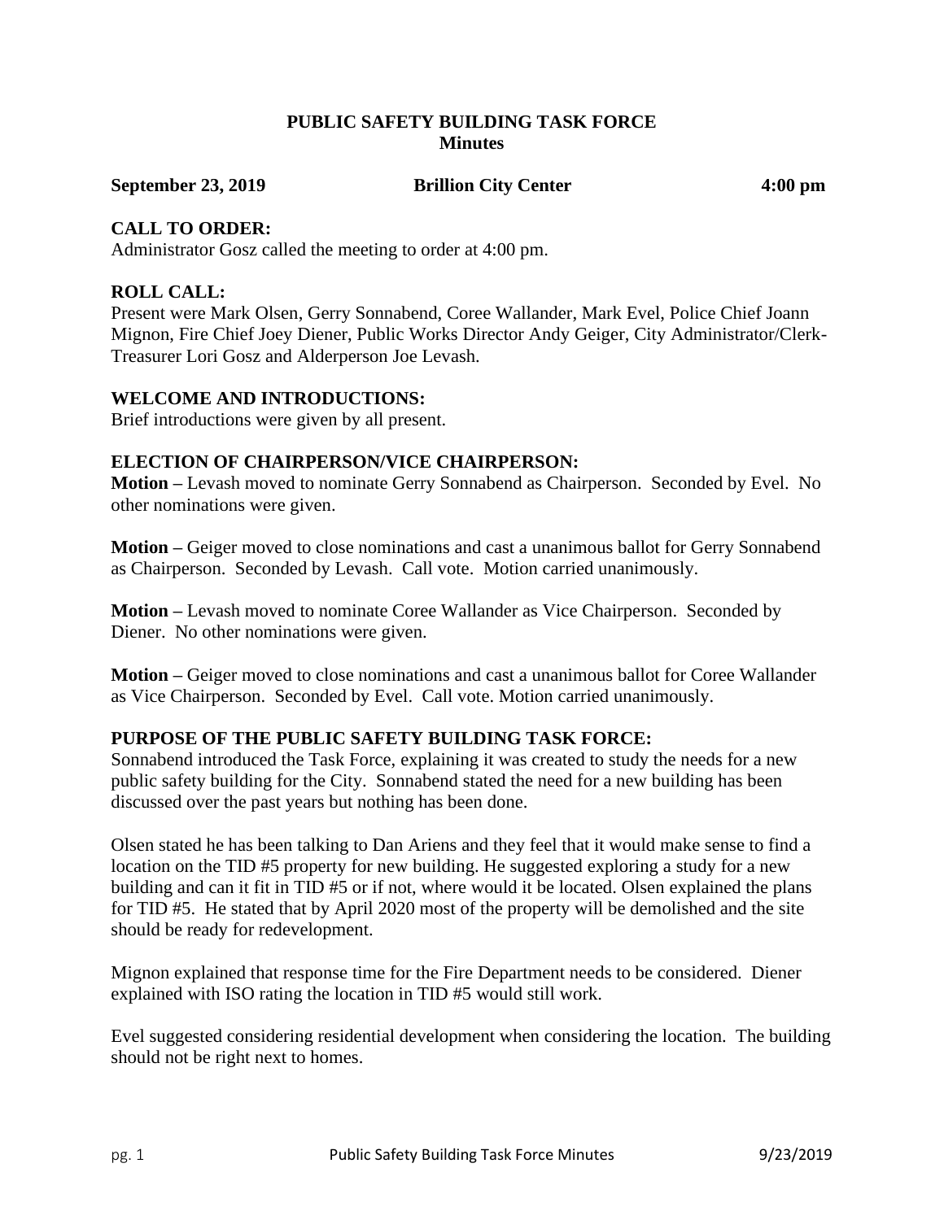# PUBLIC SAFETY BUILDING TASK FORCE
## Minutes

**September 23, 2019 Brillion City Center 4:00 pm**

### CALL TO ORDER:

Administrator Gosz called the meeting to order at 4:00 pm.

### ROLL CALL:

Present were Mark Olsen, Gerry Sonnabend, Coree Wallander, Mark Evel, Police Chief Joann Mignon, Fire Chief Joey Diener, Public Works Director Andy Geiger, City Administrator/Clerk-Treasurer Lori Gosz and Alderperson Joe Levash.

### WELCOME AND INTRODUCTIONS:

Brief introductions were given by all present.

### ELECTION OF CHAIRPERSON/VICE CHAIRPERSON:

**Motion –** Levash moved to nominate Gerry Sonnabend as Chairperson. Seconded by Evel. No other nominations were given.

**Motion –** Geiger moved to close nominations and cast a unanimous ballot for Gerry Sonnabend as Chairperson. Seconded by Levash. Call vote. Motion carried unanimously.

**Motion –** Levash moved to nominate Coree Wallander as Vice Chairperson. Seconded by Diener. No other nominations were given.

**Motion –** Geiger moved to close nominations and cast a unanimous ballot for Coree Wallander as Vice Chairperson. Seconded by Evel. Call vote. Motion carried unanimously.

### PURPOSE OF THE PUBLIC SAFETY BUILDING TASK FORCE:

Sonnabend introduced the Task Force, explaining it was created to study the needs for a new public safety building for the City. Sonnabend stated the need for a new building has been discussed over the past years but nothing has been done.

Olsen stated he has been talking to Dan Ariens and they feel that it would make sense to find a location on the TID #5 property for new building. He suggested exploring a study for a new building and can it fit in TID #5 or if not, where would it be located. Olsen explained the plans for TID #5. He stated that by April 2020 most of the property will be demolished and the site should be ready for redevelopment.

Mignon explained that response time for the Fire Department needs to be considered. Diener explained with ISO rating the location in TID #5 would still work.

Evel suggested considering residential development when considering the location. The building should not be right next to homes.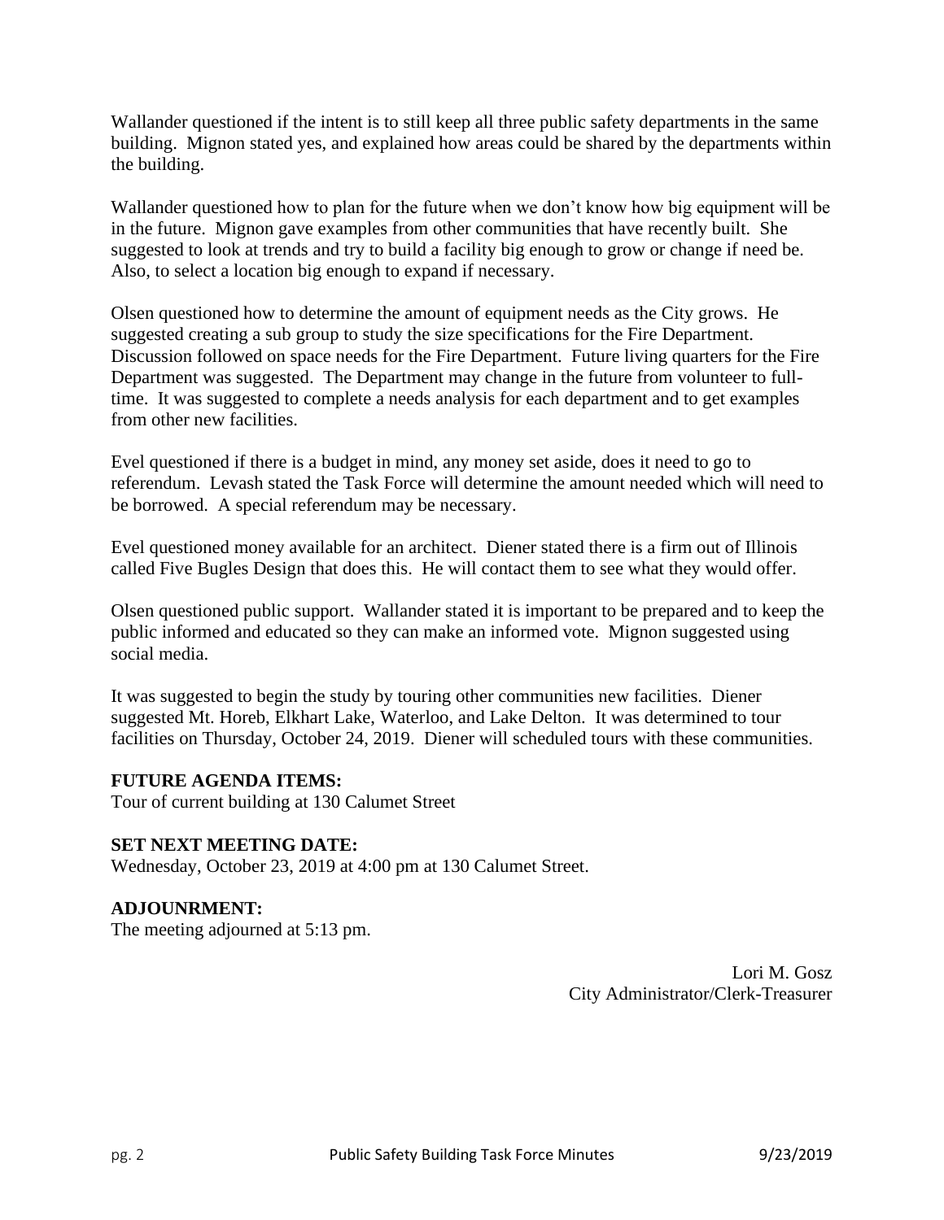Wallander questioned if the intent is to still keep all three public safety departments in the same building. Mignon stated yes, and explained how areas could be shared by the departments within the building.

Wallander questioned how to plan for the future when we don't know how big equipment will be in the future. Mignon gave examples from other communities that have recently built. She suggested to look at trends and try to build a facility big enough to grow or change if need be. Also, to select a location big enough to expand if necessary.

Olsen questioned how to determine the amount of equipment needs as the City grows. He suggested creating a sub group to study the size specifications for the Fire Department. Discussion followed on space needs for the Fire Department. Future living quarters for the Fire Department was suggested. The Department may change in the future from volunteer to full-time. It was suggested to complete a needs analysis for each department and to get examples from other new facilities.

Evel questioned if there is a budget in mind, any money set aside, does it need to go to referendum. Levash stated the Task Force will determine the amount needed which will need to be borrowed. A special referendum may be necessary.

Evel questioned money available for an architect. Diener stated there is a firm out of Illinois called Five Bugles Design that does this. He will contact them to see what they would offer.

Olsen questioned public support. Wallander stated it is important to be prepared and to keep the public informed and educated so they can make an informed vote. Mignon suggested using social media.

It was suggested to begin the study by touring other communities new facilities. Diener suggested Mt. Horeb, Elkhart Lake, Waterloo, and Lake Delton. It was determined to tour facilities on Thursday, October 24, 2019. Diener will scheduled tours with these communities.

**FUTURE AGENDA ITEMS:**
Tour of current building at 130 Calumet Street

**SET NEXT MEETING DATE:**
Wednesday, October 23, 2019 at 4:00 pm at 130 Calumet Street.

**ADJOUNRMENT:**
The meeting adjourned at 5:13 pm.

Lori M. Gosz
City Administrator/Clerk-Treasurer